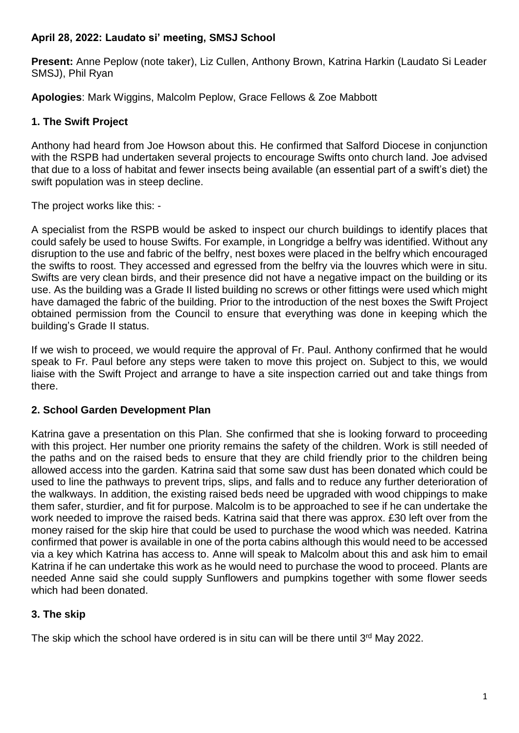**April 28, 2022: Laudato si' meeting, SMSJ School**

**Present:** Anne Peplow (note taker), Liz Cullen, Anthony Brown, Katrina Harkin (Laudato Si Leader SMSJ), Phil Ryan

**Apologies**: Mark Wiggins, Malcolm Peplow, Grace Fellows & Zoe Mabbott

## 1. The Swift Project

Anthony had heard from Joe Howson about this. He confirmed that Salford Diocese in conjunction with the RSPB had undertaken several projects to encourage Swifts onto church land. Joe advised that due to a loss of habitat and fewer insects being available (an essential part of a swift's diet) the swift population was in steep decline.

The project works like this: -

A specialist from the RSPB would be asked to inspect our church buildings to identify places that could safely be used to house Swifts. For example, in Longridge a belfry was identified. Without any disruption to the use and fabric of the belfry, nest boxes were placed in the belfry which encouraged the swifts to roost. They accessed and egressed from the belfry via the louvres which were in situ. Swifts are very clean birds, and their presence did not have a negative impact on the building or its use. As the building was a Grade II listed building no screws or other fittings were used which might have damaged the fabric of the building. Prior to the introduction of the nest boxes the Swift Project obtained permission from the Council to ensure that everything was done in keeping which the building's Grade II status.

If we wish to proceed, we would require the approval of Fr. Paul. Anthony confirmed that he would speak to Fr. Paul before any steps were taken to move this project on. Subject to this, we would liaise with the Swift Project and arrange to have a site inspection carried out and take things from there.

## 2. School Garden Development Plan

Katrina gave a presentation on this Plan. She confirmed that she is looking forward to proceeding with this project. Her number one priority remains the safety of the children. Work is still needed of the paths and on the raised beds to ensure that they are child friendly prior to the children being allowed access into the garden. Katrina said that some saw dust has been donated which could be used to line the pathways to prevent trips, slips, and falls and to reduce any further deterioration of the walkways. In addition, the existing raised beds need be upgraded with wood chippings to make them safer, sturdier, and fit for purpose. Malcolm is to be approached to see if he can undertake the work needed to improve the raised beds. Katrina said that there was approx. £30 left over from the money raised for the skip hire that could be used to purchase the wood which was needed. Katrina confirmed that power is available in one of the porta cabins although this would need to be accessed via a key which Katrina has access to. Anne will speak to Malcolm about this and ask him to email Katrina if he can undertake this work as he would need to purchase the wood to proceed. Plants are needed Anne said she could supply Sunflowers and pumpkins together with some flower seeds which had been donated.

## 3. The skip

The skip which the school have ordered is in situ can will be there until 3rd May 2022.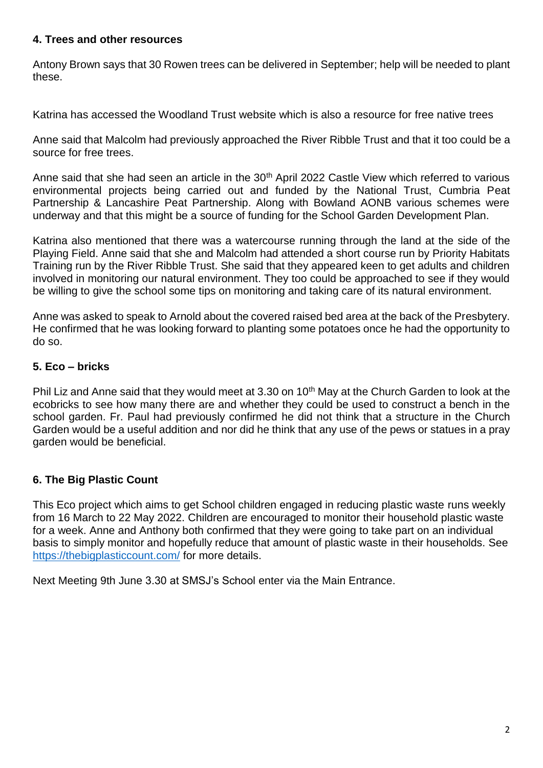## 4. Trees and other resources

Antony Brown says that 30 Rowen trees can be delivered in September; help will be needed to plant these.

Katrina has accessed the Woodland Trust website which is also a resource for free native trees

Anne said that Malcolm had previously approached the River Ribble Trust and that it too could be a source for free trees.

Anne said that she had seen an article in the 30th April 2022 Castle View which referred to various environmental projects being carried out and funded by the National Trust, Cumbria Peat Partnership & Lancashire Peat Partnership. Along with Bowland AONB various schemes were underway and that this might be a source of funding for the School Garden Development Plan.

Katrina also mentioned that there was a watercourse running through the land at the side of the Playing Field. Anne said that she and Malcolm had attended a short course run by Priority Habitats Training run by the River Ribble Trust. She said that they appeared keen to get adults and children involved in monitoring our natural environment. They too could be approached to see if they would be willing to give the school some tips on monitoring and taking care of its natural environment.

Anne was asked to speak to Arnold about the covered raised bed area at the back of the Presbytery. He confirmed that he was looking forward to planting some potatoes once he had the opportunity to do so.

## 5. Eco – bricks

Phil Liz and Anne said that they would meet at 3.30 on 10th May at the Church Garden to look at the ecobricks to see how many there are and whether they could be used to construct a bench in the school garden. Fr. Paul had previously confirmed he did not think that a structure in the Church Garden would be a useful addition and nor did he think that any use of the pews or statues in a pray garden would be beneficial.

## 6. The Big Plastic Count

This Eco project which aims to get School children engaged in reducing plastic waste runs weekly from 16 March to 22 May 2022. Children are encouraged to monitor their household plastic waste for a week. Anne and Anthony both confirmed that they were going to take part on an individual basis to simply monitor and hopefully reduce that amount of plastic waste in their households. See https://thebigplasticcount.com/ for more details.

Next Meeting 9th June 3.30 at SMSJ's School enter via the Main Entrance.